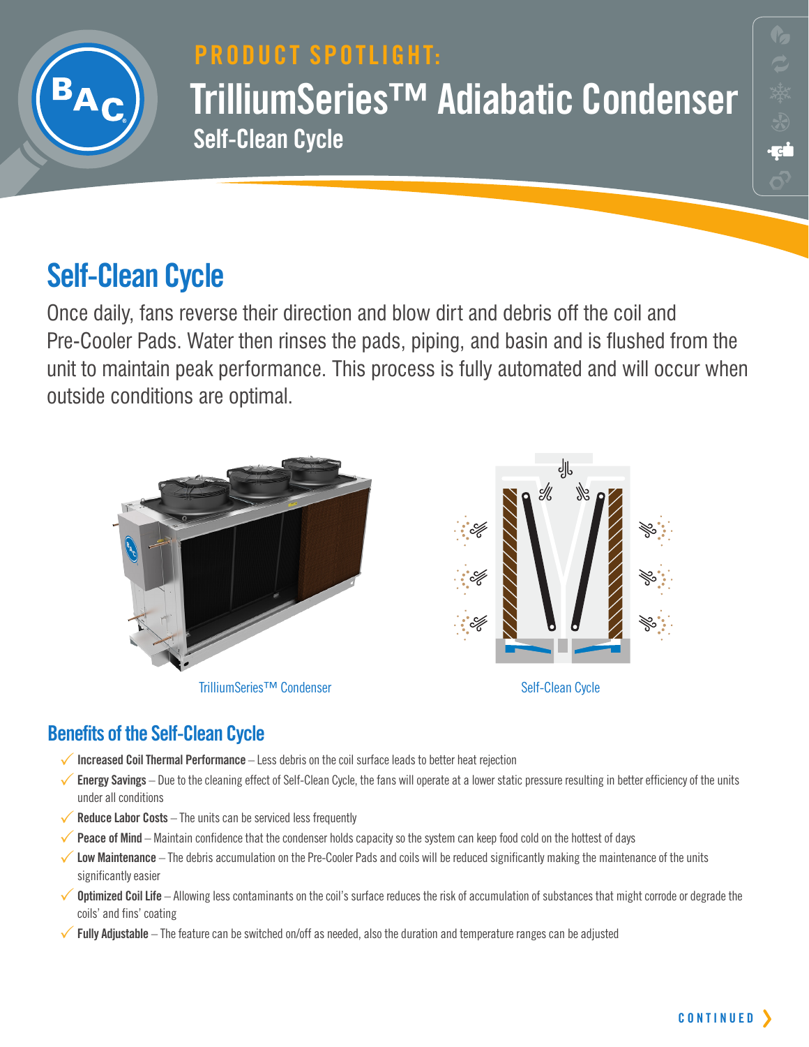# PRODUCT SPOTLIGHT:

# TrilliumSeries™ Adiabatic Condenser

### Self-Clean Cycle

## Self-Clean Cycle

Once daily, fans reverse their direction and blow dirt and debris off the coil and Pre-Cooler Pads. Water then rinses the pads, piping, and basin and is flushed from the unit to maintain peak performance. This process is fully automated and will occur when outside conditions are optimal.

TrilliumSeries™ Condenser

Self-Clean Cycle

### Benefits of the Self-Clean Cycle

- **Increased Coil Thermal Performance** – Less debris on the coil surface leads to better heat rejection
- **Energy Savings** – Due to the cleaning effect of Self-Clean Cycle, the fans will operate at a lower static pressure resulting in better efficiency of the units under all conditions
- **Reduce Labor Costs** – The units can be serviced less frequently
- **Peace of Mind** – Maintain confidence that the condenser holds capacity so the system can keep food cold on the hottest of days
- **Low Maintenance** – The debris accumulation on the Pre-Cooler Pads and coils will be reduced significantly making the maintenance of the units significantly easier
- **Optimized Coil Life** – Allowing less contaminants on the coil's surface reduces the risk of accumulation of substances that might corrode or degrade the coils' and fins' coating
- **Fully Adjustable** – The feature can be switched on/off as needed, also the duration and temperature ranges can be adjusted

CONTINUED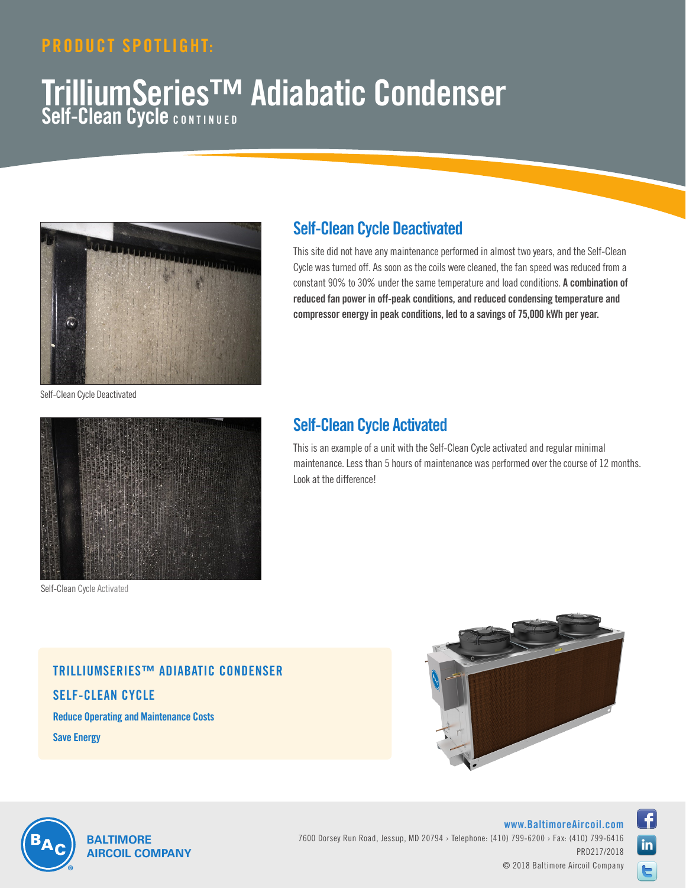PRODUCT SPOTLIGHT:

# TrilliumSeries™ Adiabatic Condenser

## Self-Clean Cycle CONTINUED

Self-Clean Cycle Deactivated

### Self-Clean Cycle Deactivated

This site did not have any maintenance performed in almost two years, and the Self-Clean Cycle was turned off. As soon as the coils were cleaned, the fan speed was reduced from a constant 90% to 30% under the same temperature and load conditions. **A combination of reduced fan power in off-peak conditions, and reduced condensing temperature and compressor energy in peak conditions, led to a savings of 75,000 kWh per year.**

Self-Clean Cycle Activated

### Self-Clean Cycle Activated

This is an example of a unit with the Self-Clean Cycle activated and regular minimal maintenance. Less than 5 hours of maintenance was performed over the course of 12 months. Look at the difference!

**TRILLIUMSERIES™ ADIABATIC CONDENSER**

**SELF-CLEAN CYCLE**

**Reduce Operating and Maintenance Costs**

**Save Energy**

BALTIMORE AIRCOIL COMPANY

www.BaltimoreAircoil.com

7600 Dorsey Run Road, Jessup, MD 20794 › Telephone: (410) 799-6200 › Fax: (410) 799-6416

PRD217/2018

© 2018 Baltimore Aircoil Company